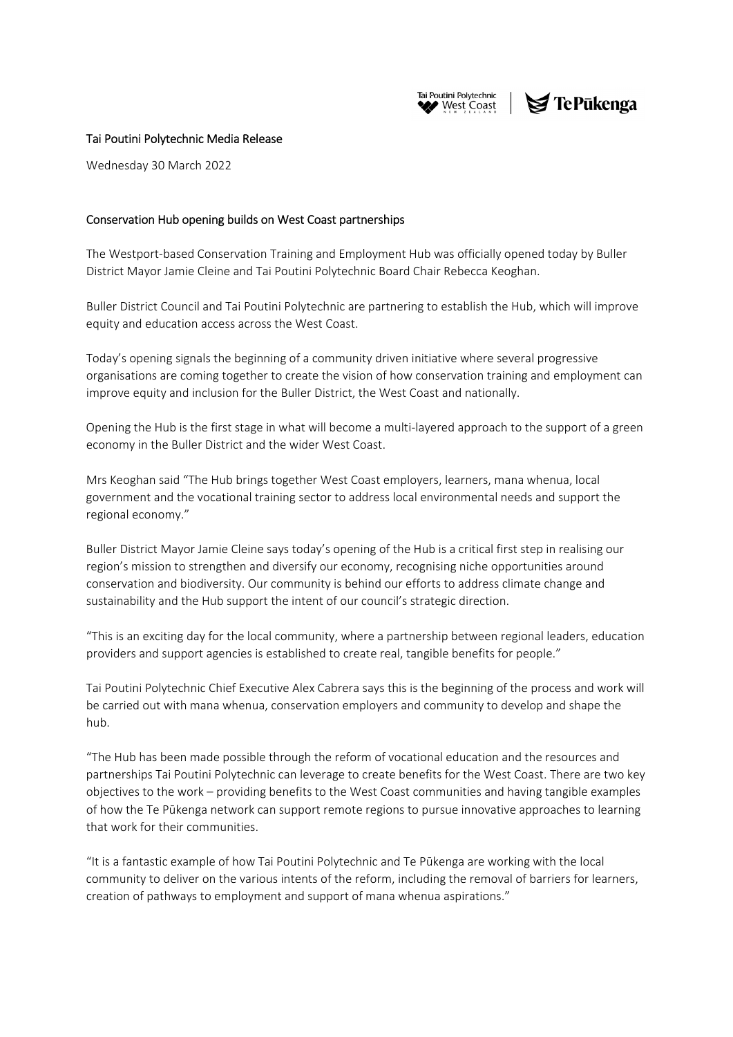Tai Poutini Polytechnic Media Release

Wednesday 30 March 2022

## Conservation Hub opening builds on West Coast partnerships

The Westport-based Conservation Training and Employment Hub was officially opened today by Buller District Mayor Jamie Cleine and Tai Poutini Polytechnic Board Chair Rebecca Keoghan.

Buller District Council and Tai Poutini Polytechnic are partnering to establish the Hub, which will improve equity and education access across the West Coast.

Today's opening signals the beginning of a community driven initiative where several progressive organisations are coming together to create the vision of how conservation training and employment can improve equity and inclusion for the Buller District, the West Coast and nationally.

Opening the Hub is the first stage in what will become a multi-layered approach to the support of a green economy in the Buller District and the wider West Coast.

Mrs Keoghan said "The Hub brings together West Coast employers, learners, mana whenua, local government and the vocational training sector to address local environmental needs and support the regional economy."

Buller District Mayor Jamie Cleine says today's opening of the Hub is a critical first step in realising our region's mission to strengthen and diversify our economy, recognising niche opportunities around conservation and biodiversity. Our community is behind our efforts to address climate change and sustainability and the Hub support the intent of our council's strategic direction.

"This is an exciting day for the local community, where a partnership between regional leaders, education providers and support agencies is established to create real, tangible benefits for people."

Tai Poutini Polytechnic Chief Executive Alex Cabrera says this is the beginning of the process and work will be carried out with mana whenua, conservation employers and community to develop and shape the hub.

"The Hub has been made possible through the reform of vocational education and the resources and partnerships Tai Poutini Polytechnic can leverage to create benefits for the West Coast. There are two key objectives to the work – providing benefits to the West Coast communities and having tangible examples of how the Te Pūkenga network can support remote regions to pursue innovative approaches to learning that work for their communities.

"It is a fantastic example of how Tai Poutini Polytechnic and Te Pūkenga are working with the local community to deliver on the various intents of the reform, including the removal of barriers for learners, creation of pathways to employment and support of mana whenua aspirations."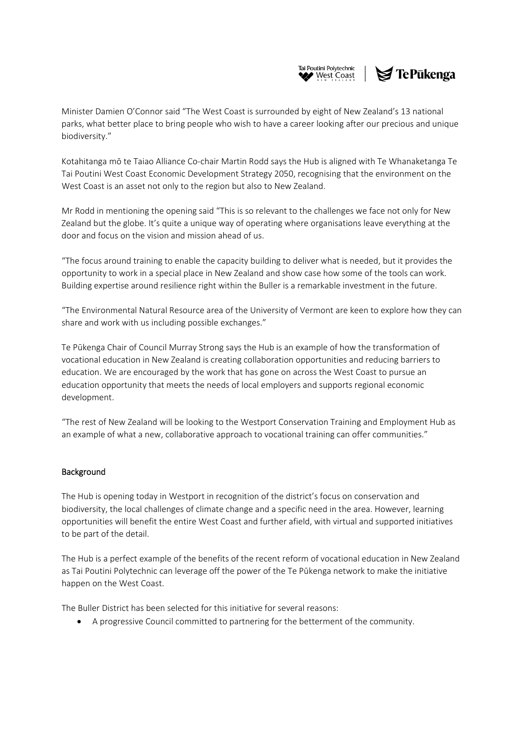Minister Damien O'Connor said "The West Coast is surrounded by eight of New Zealand's 13 national parks, what better place to bring people who wish to have a career looking after our precious and unique biodiversity."

Kotahitanga mō te Taiao Alliance Co-chair Martin Rodd says the Hub is aligned with Te Whanaketanga Te Tai Poutini West Coast Economic Development Strategy 2050, recognising that the environment on the West Coast is an asset not only to the region but also to New Zealand.

Mr Rodd in mentioning the opening said "This is so relevant to the challenges we face not only for New Zealand but the globe. It's quite a unique way of operating where organisations leave everything at the door and focus on the vision and mission ahead of us.

"The focus around training to enable the capacity building to deliver what is needed, but it provides the opportunity to work in a special place in New Zealand and show case how some of the tools can work. Building expertise around resilience right within the Buller is a remarkable investment in the future.

"The Environmental Natural Resource area of the University of Vermont are keen to explore how they can share and work with us including possible exchanges."

Te Pūkenga Chair of Council Murray Strong says the Hub is an example of how the transformation of vocational education in New Zealand is creating collaboration opportunities and reducing barriers to education. We are encouraged by the work that has gone on across the West Coast to pursue an education opportunity that meets the needs of local employers and supports regional economic development.

"The rest of New Zealand will be looking to the Westport Conservation Training and Employment Hub as an example of what a new, collaborative approach to vocational training can offer communities."

## Background

The Hub is opening today in Westport in recognition of the district's focus on conservation and biodiversity, the local challenges of climate change and a specific need in the area. However, learning opportunities will benefit the entire West Coast and further afield, with virtual and supported initiatives to be part of the detail.

The Hub is a perfect example of the benefits of the recent reform of vocational education in New Zealand as Tai Poutini Polytechnic can leverage off the power of the Te Pūkenga network to make the initiative happen on the West Coast.

The Buller District has been selected for this initiative for several reasons:

- A progressive Council committed to partnering for the betterment of the community.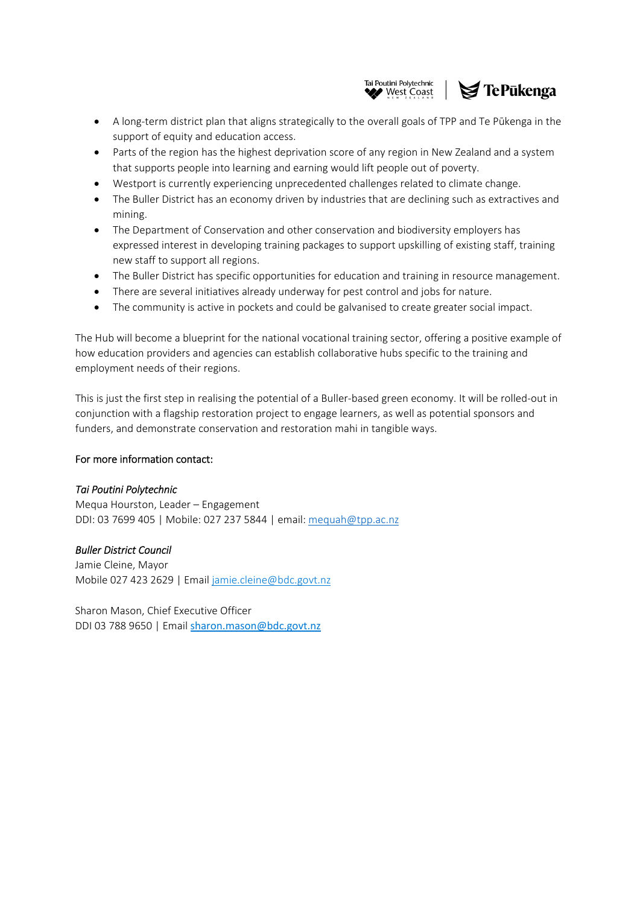- A long-term district plan that aligns strategically to the overall goals of TPP and Te Pūkenga in the support of equity and education access.
- Parts of the region has the highest deprivation score of any region in New Zealand and a system that supports people into learning and earning would lift people out of poverty.
- Westport is currently experiencing unprecedented challenges related to climate change.
- The Buller District has an economy driven by industries that are declining such as extractives and mining.
- The Department of Conservation and other conservation and biodiversity employers has expressed interest in developing training packages to support upskilling of existing staff, training new staff to support all regions.
- The Buller District has specific opportunities for education and training in resource management.
- There are several initiatives already underway for pest control and jobs for nature.
- The community is active in pockets and could be galvanised to create greater social impact.

The Hub will become a blueprint for the national vocational training sector, offering a positive example of how education providers and agencies can establish collaborative hubs specific to the training and employment needs of their regions.

This is just the first step in realising the potential of a Buller-based green economy. It will be rolled-out in conjunction with a flagship restoration project to engage learners, as well as potential sponsors and funders, and demonstrate conservation and restoration mahi in tangible ways.

For more information contact:

*Tai Poutini Polytechnic*
Mequa Hourston, Leader – Engagement
DDI: 03 7699 405 | Mobile: 027 237 5844 | email: mequah@tpp.ac.nz

*Buller District Council*
Jamie Cleine, Mayor
Mobile 027 423 2629 | Email jamie.cleine@bdc.govt.nz

Sharon Mason, Chief Executive Officer
DDI 03 788 9650 | Email sharon.mason@bdc.govt.nz